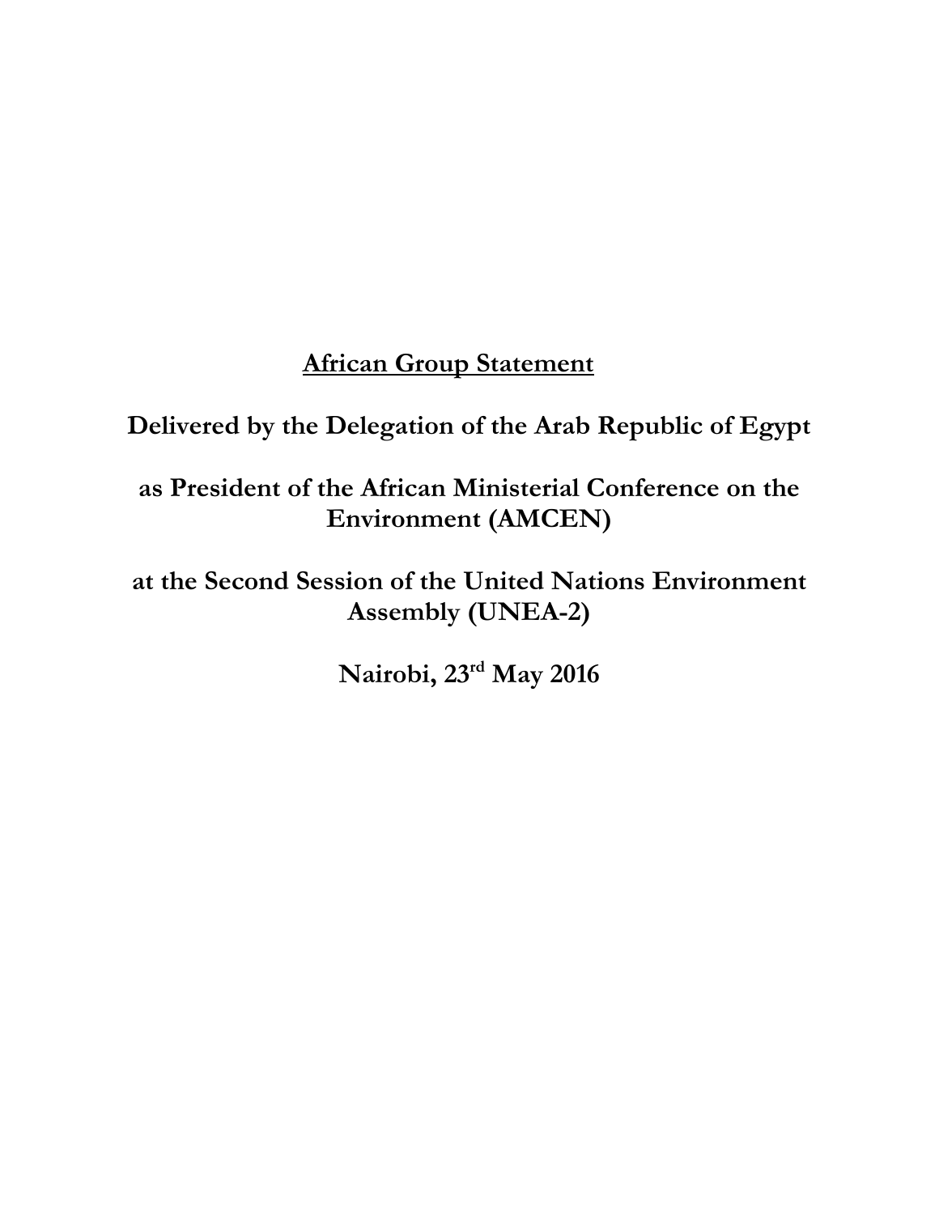**<u>African Group Statement</u>**

**Delivered by the Delegation of the Arab Republic of Egypt**

**as President of the African Ministerial Conference on the Environment (AMCEN)**

**at the Second Session of the United Nations Environment Assembly (UNEA-2)**

**Nairobi, 23rd May 2016**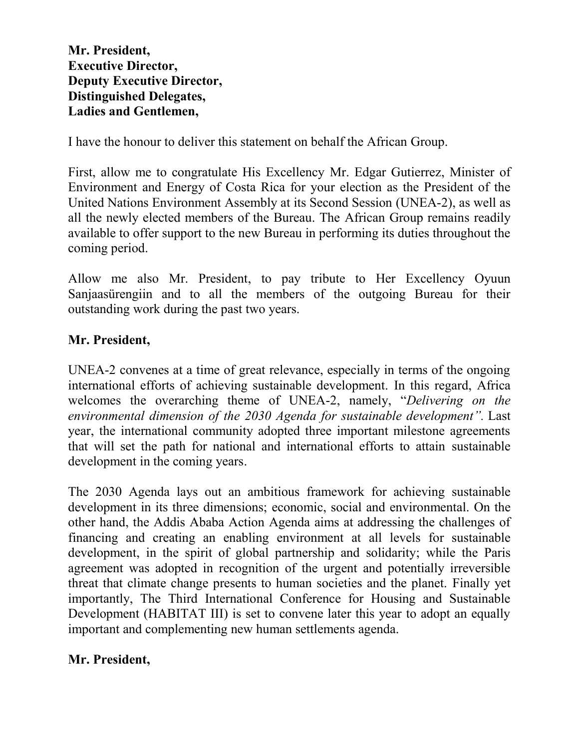**Mr. President,**
**Executive Director,**
**Deputy Executive Director,**
**Distinguished Delegates,**
**Ladies and Gentlemen,**

I have the honour to deliver this statement on behalf the African Group.

First, allow me to congratulate His Excellency Mr. Edgar Gutierrez, Minister of Environment and Energy of Costa Rica for your election as the President of the United Nations Environment Assembly at its Second Session (UNEA-2), as well as all the newly elected members of the Bureau. The African Group remains readily available to offer support to the new Bureau in performing its duties throughout the coming period.

Allow me also Mr. President, to pay tribute to Her Excellency Oyuun Sanjaasürengiin and to all the members of the outgoing Bureau for their outstanding work during the past two years.

**Mr. President,**

UNEA-2 convenes at a time of great relevance, especially in terms of the ongoing international efforts of achieving sustainable development. In this regard, Africa welcomes the overarching theme of UNEA-2, namely, "*Delivering on the environmental dimension of the 2030 Agenda for sustainable development"*. Last year, the international community adopted three important milestone agreements that will set the path for national and international efforts to attain sustainable development in the coming years.

The 2030 Agenda lays out an ambitious framework for achieving sustainable development in its three dimensions; economic, social and environmental. On the other hand, the Addis Ababa Action Agenda aims at addressing the challenges of financing and creating an enabling environment at all levels for sustainable development, in the spirit of global partnership and solidarity; while the Paris agreement was adopted in recognition of the urgent and potentially irreversible threat that climate change presents to human societies and the planet. Finally yet importantly, The Third International Conference for Housing and Sustainable Development (HABITAT III) is set to convene later this year to adopt an equally important and complementing new human settlements agenda.

**Mr. President,**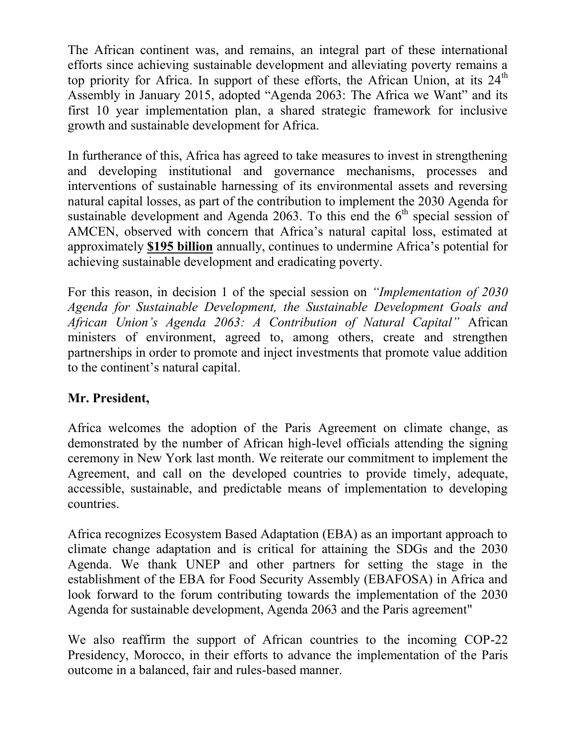The African continent was, and remains, an integral part of these international efforts since achieving sustainable development and alleviating poverty remains a top priority for Africa. In support of these efforts, the African Union, at its 24th Assembly in January 2015, adopted "Agenda 2063: The Africa we Want" and its first 10 year implementation plan, a shared strategic framework for inclusive growth and sustainable development for Africa.

In furtherance of this, Africa has agreed to take measures to invest in strengthening and developing institutional and governance mechanisms, processes and interventions of sustainable harnessing of its environmental assets and reversing natural capital losses, as part of the contribution to implement the 2030 Agenda for sustainable development and Agenda 2063. To this end the 6th special session of AMCEN, observed with concern that Africa's natural capital loss, estimated at approximately **$195 billion** annually, continues to undermine Africa's potential for achieving sustainable development and eradicating poverty.

For this reason, in decision 1 of the special session on *"Implementation of 2030 Agenda for Sustainable Development, the Sustainable Development Goals and African Union's Agenda 2063: A Contribution of Natural Capital"* African ministers of environment, agreed to, among others, create and strengthen partnerships in order to promote and inject investments that promote value addition to the continent's natural capital.

**Mr. President,**

Africa welcomes the adoption of the Paris Agreement on climate change, as demonstrated by the number of African high-level officials attending the signing ceremony in New York last month. We reiterate our commitment to implement the Agreement, and call on the developed countries to provide timely, adequate, accessible, sustainable, and predictable means of implementation to developing countries.

Africa recognizes Ecosystem Based Adaptation (EBA) as an important approach to climate change adaptation and is critical for attaining the SDGs and the 2030 Agenda. We thank UNEP and other partners for setting the stage in the establishment of the EBA for Food Security Assembly (EBAFOSA) in Africa and look forward to the forum contributing towards the implementation of the 2030 Agenda for sustainable development, Agenda 2063 and the Paris agreement"

We also reaffirm the support of African countries to the incoming COP-22 Presidency, Morocco, in their efforts to advance the implementation of the Paris outcome in a balanced, fair and rules-based manner.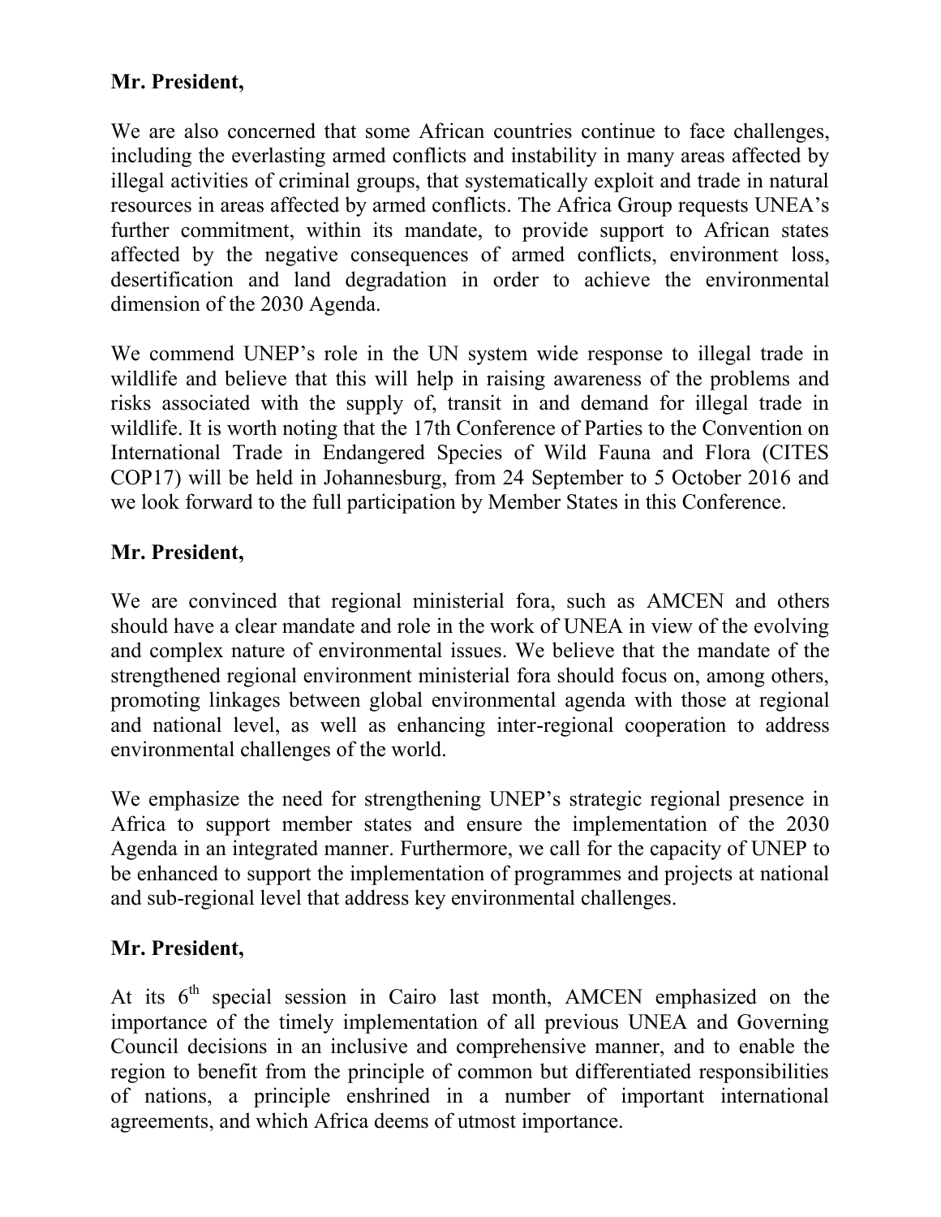**Mr. President,**

We are also concerned that some African countries continue to face challenges, including the everlasting armed conflicts and instability in many areas affected by illegal activities of criminal groups, that systematically exploit and trade in natural resources in areas affected by armed conflicts. The Africa Group requests UNEA's further commitment, within its mandate, to provide support to African states affected by the negative consequences of armed conflicts, environment loss, desertification and land degradation in order to achieve the environmental dimension of the 2030 Agenda.

We commend UNEP's role in the UN system wide response to illegal trade in wildlife and believe that this will help in raising awareness of the problems and risks associated with the supply of, transit in and demand for illegal trade in wildlife. It is worth noting that the 17th Conference of Parties to the Convention on International Trade in Endangered Species of Wild Fauna and Flora (CITES COP17) will be held in Johannesburg, from 24 September to 5 October 2016 and we look forward to the full participation by Member States in this Conference.

**Mr. President,**

We are convinced that regional ministerial fora, such as AMCEN and others should have a clear mandate and role in the work of UNEA in view of the evolving and complex nature of environmental issues. We believe that the mandate of the strengthened regional environment ministerial fora should focus on, among others, promoting linkages between global environmental agenda with those at regional and national level, as well as enhancing inter-regional cooperation to address environmental challenges of the world.

We emphasize the need for strengthening UNEP's strategic regional presence in Africa to support member states and ensure the implementation of the 2030 Agenda in an integrated manner. Furthermore, we call for the capacity of UNEP to be enhanced to support the implementation of programmes and projects at national and sub-regional level that address key environmental challenges.

**Mr. President,**

At its 6th special session in Cairo last month, AMCEN emphasized on the importance of the timely implementation of all previous UNEA and Governing Council decisions in an inclusive and comprehensive manner, and to enable the region to benefit from the principle of common but differentiated responsibilities of nations, a principle enshrined in a number of important international agreements, and which Africa deems of utmost importance.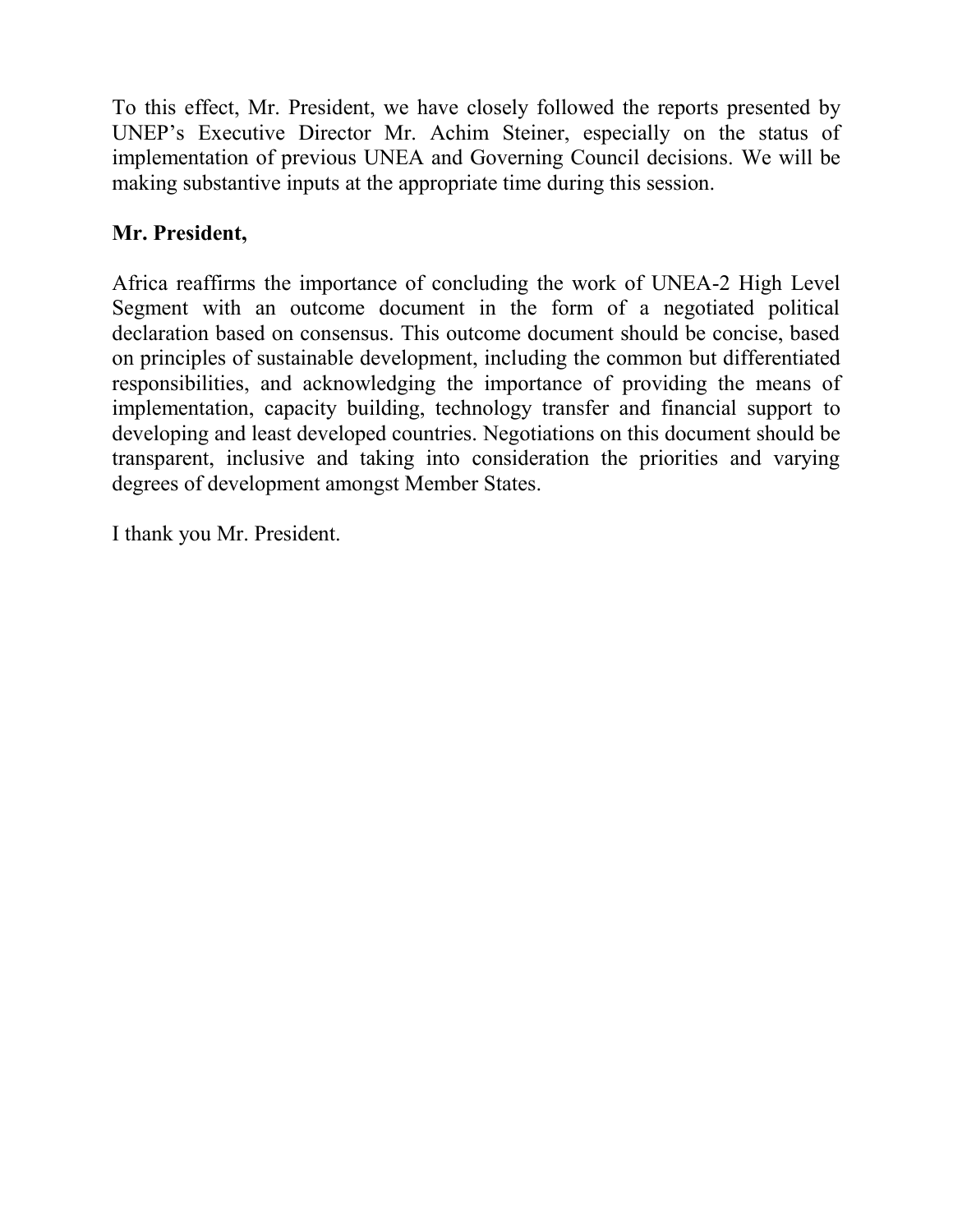To this effect, Mr. President, we have closely followed the reports presented by UNEP's Executive Director Mr. Achim Steiner, especially on the status of implementation of previous UNEA and Governing Council decisions. We will be making substantive inputs at the appropriate time during this session.

**Mr. President,**

Africa reaffirms the importance of concluding the work of UNEA-2 High Level Segment with an outcome document in the form of a negotiated political declaration based on consensus. This outcome document should be concise, based on principles of sustainable development, including the common but differentiated responsibilities, and acknowledging the importance of providing the means of implementation, capacity building, technology transfer and financial support to developing and least developed countries. Negotiations on this document should be transparent, inclusive and taking into consideration the priorities and varying degrees of development amongst Member States.

I thank you Mr. President.